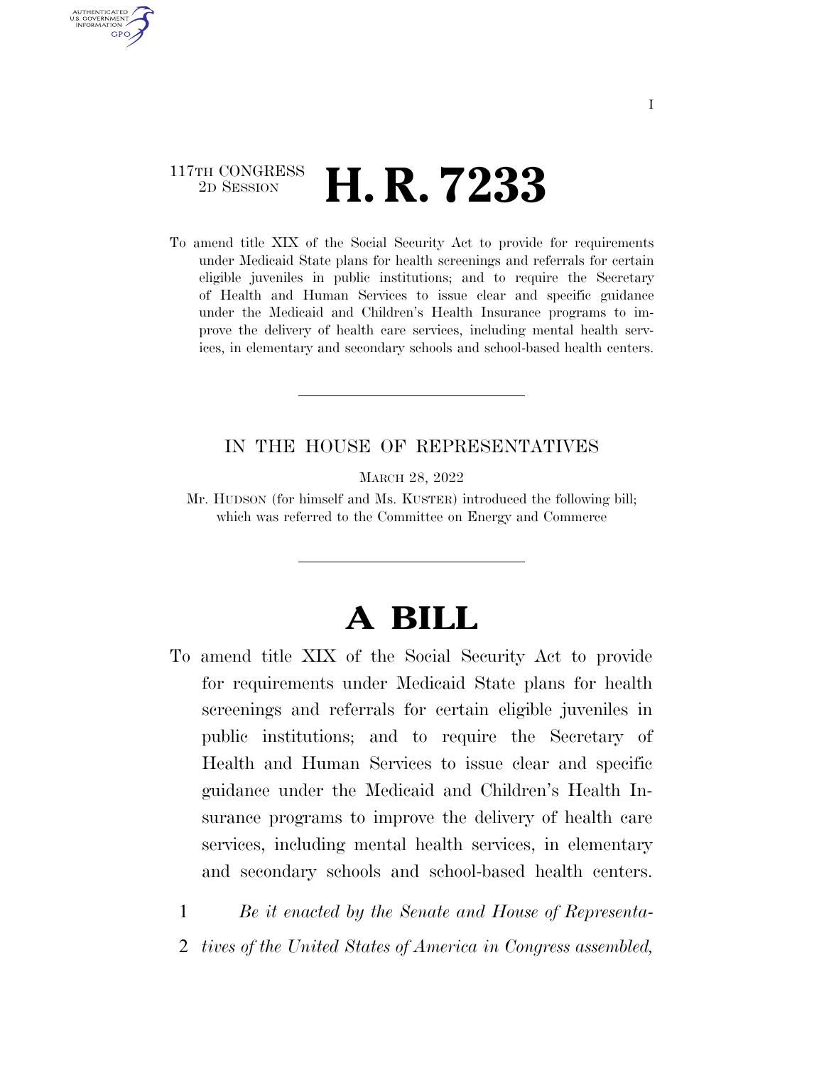117TH CONGRESS
2D SESSION

# H. R. 7233

To amend title XIX of the Social Security Act to provide for requirements under Medicaid State plans for health screenings and referrals for certain eligible juveniles in public institutions; and to require the Secretary of Health and Human Services to issue clear and specific guidance under the Medicaid and Children's Health Insurance programs to improve the delivery of health care services, including mental health services, in elementary and secondary schools and school-based health centers.

---

IN THE HOUSE OF REPRESENTATIVES

MARCH 28, 2022

Mr. HUDSON (for himself and Ms. KUSTER) introduced the following bill; which was referred to the Committee on Energy and Commerce

---

# A BILL

To amend title XIX of the Social Security Act to provide for requirements under Medicaid State plans for health screenings and referrals for certain eligible juveniles in public institutions; and to require the Secretary of Health and Human Services to issue clear and specific guidance under the Medicaid and Children's Health Insurance programs to improve the delivery of health care services, including mental health services, in elementary and secondary schools and school-based health centers.

1 *Be it enacted by the Senate and House of Representa-*
2 *tives of the United States of America in Congress assembled,*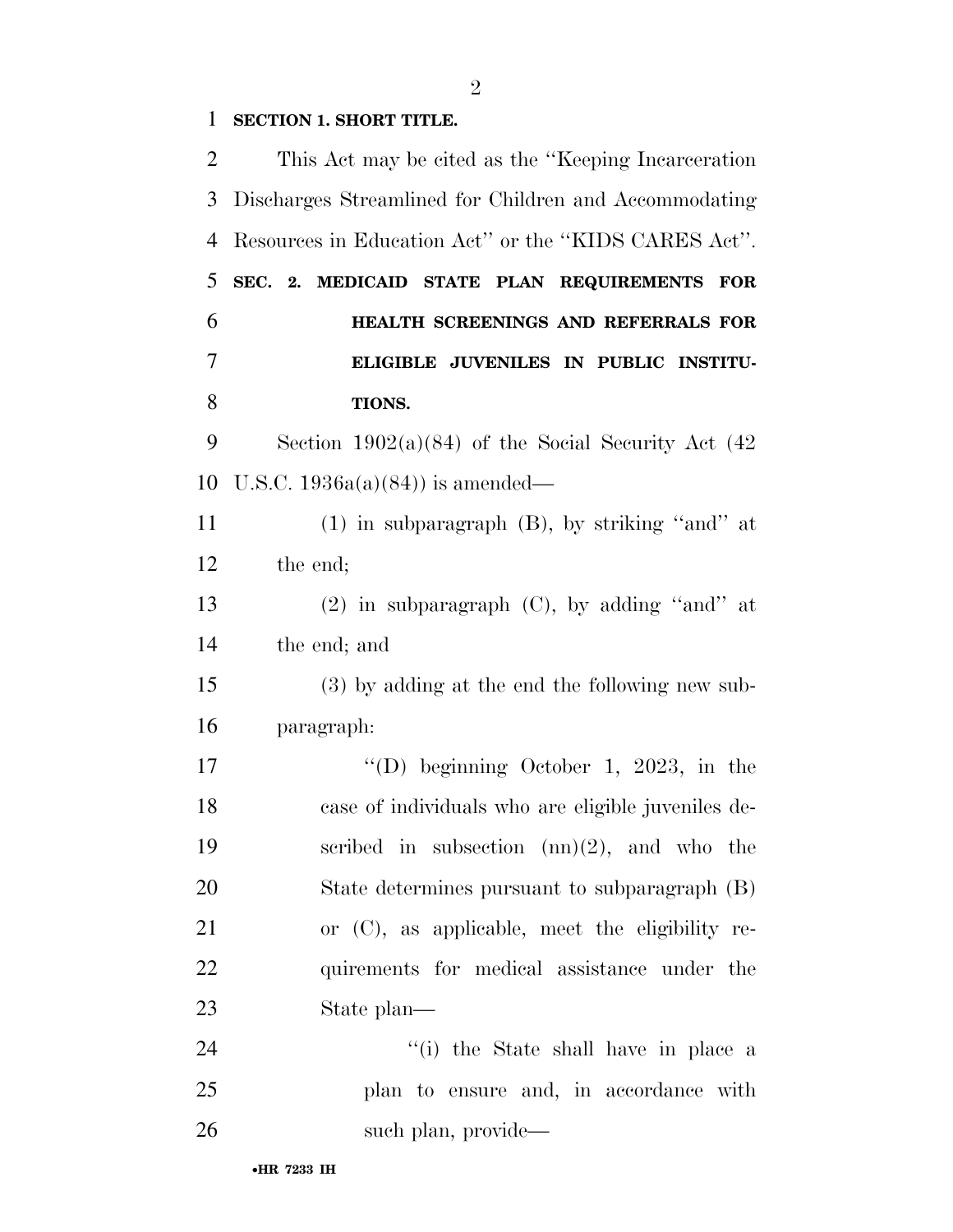**SECTION 1. SHORT TITLE.**

This Act may be cited as the ''Keeping Incarceration Discharges Streamlined for Children and Accommodating Resources in Education Act'' or the ''KIDS CARES Act''.

**SEC. 2. MEDICAID STATE PLAN REQUIREMENTS FOR HEALTH SCREENINGS AND REFERRALS FOR ELIGIBLE JUVENILES IN PUBLIC INSTITUTIONS.**

Section 1902(a)(84) of the Social Security Act (42 U.S.C. 1936a(a)(84)) is amended—

(1) in subparagraph (B), by striking ''and'' at the end;

(2) in subparagraph (C), by adding ''and'' at the end; and

(3) by adding at the end the following new subparagraph:

''(D) beginning October 1, 2023, in the case of individuals who are eligible juveniles described in subsection (nn)(2), and who the State determines pursuant to subparagraph (B) or (C), as applicable, meet the eligibility requirements for medical assistance under the State plan—

''(i) the State shall have in place a plan to ensure and, in accordance with such plan, provide—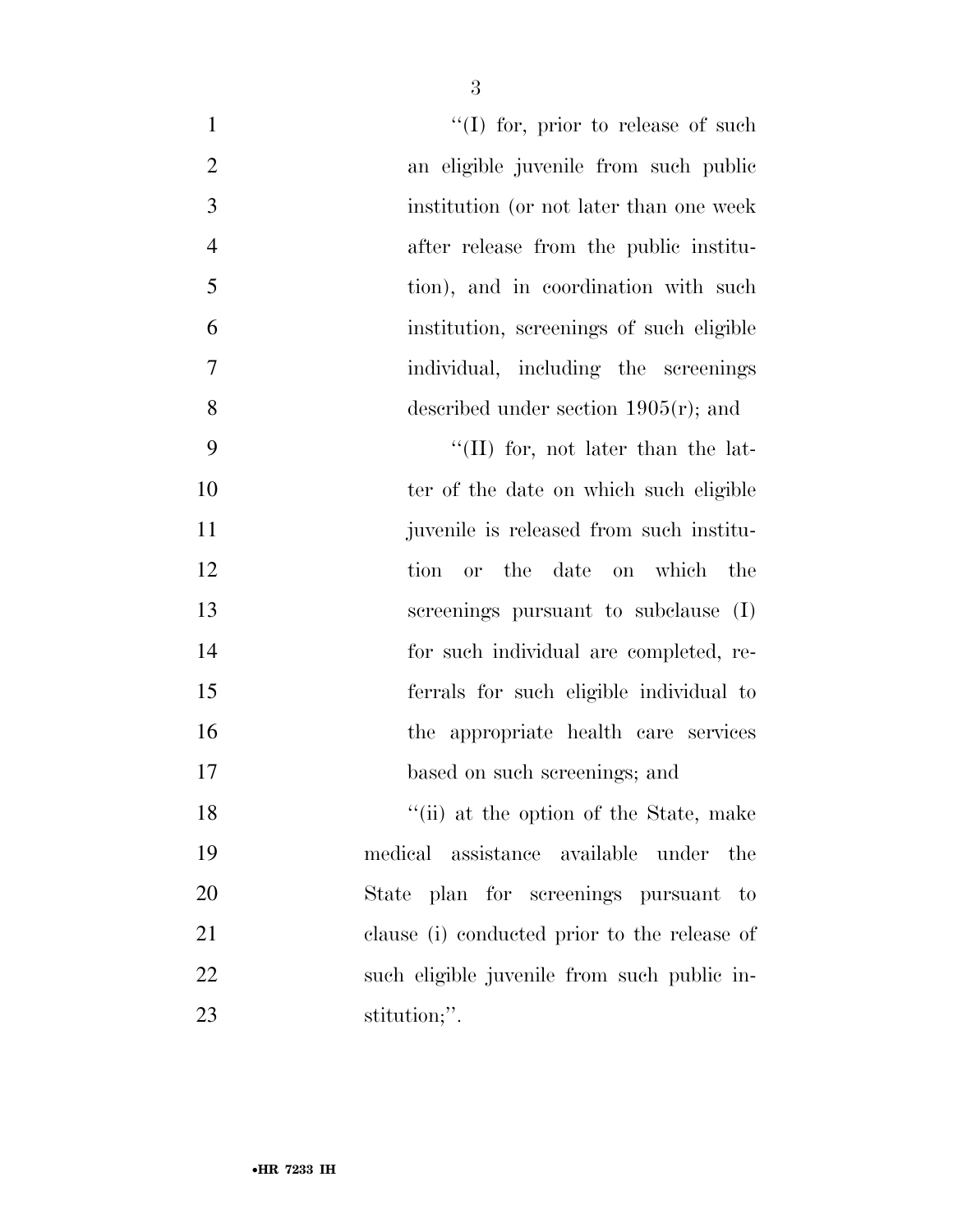''(I) for, prior to release of such an eligible juvenile from such public institution (or not later than one week after release from the public institution), and in coordination with such institution, screenings of such eligible individual, including the screenings described under section 1905(r); and

''(II) for, not later than the latter of the date on which such eligible juvenile is released from such institution or the date on which the screenings pursuant to subclause (I) for such individual are completed, referrals for such eligible individual to the appropriate health care services based on such screenings; and

''(ii) at the option of the State, make medical assistance available under the State plan for screenings pursuant to clause (i) conducted prior to the release of such eligible juvenile from such public institution;''.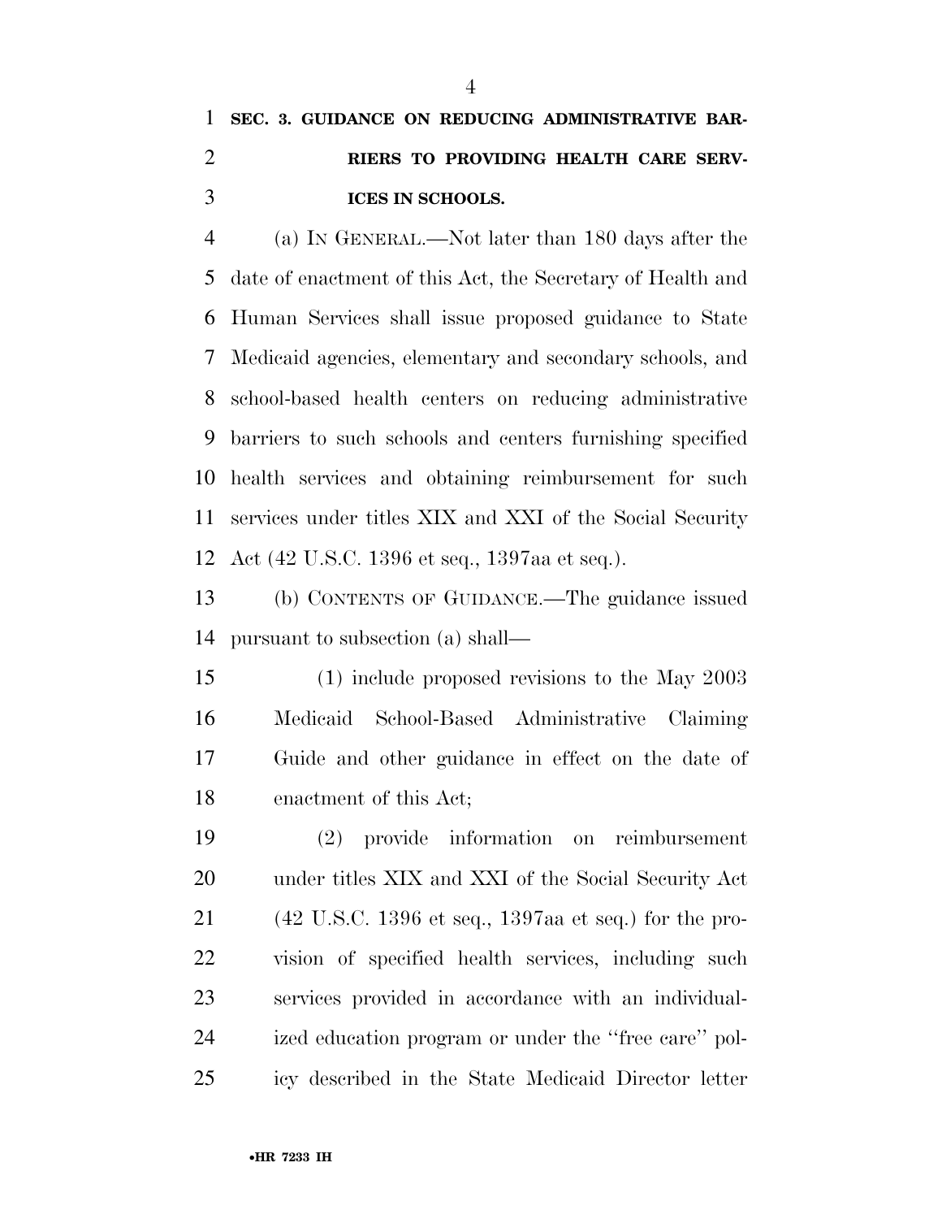**SEC. 3. GUIDANCE ON REDUCING ADMINISTRATIVE BARRIERS TO PROVIDING HEALTH CARE SERVICES IN SCHOOLS.**

(a) IN GENERAL.—Not later than 180 days after the date of enactment of this Act, the Secretary of Health and Human Services shall issue proposed guidance to State Medicaid agencies, elementary and secondary schools, and school-based health centers on reducing administrative barriers to such schools and centers furnishing specified health services and obtaining reimbursement for such services under titles XIX and XXI of the Social Security Act (42 U.S.C. 1396 et seq., 1397aa et seq.).

(b) CONTENTS OF GUIDANCE.—The guidance issued pursuant to subsection (a) shall—

(1) include proposed revisions to the May 2003 Medicaid School-Based Administrative Claiming Guide and other guidance in effect on the date of enactment of this Act;

(2) provide information on reimbursement under titles XIX and XXI of the Social Security Act (42 U.S.C. 1396 et seq., 1397aa et seq.) for the provision of specified health services, including such services provided in accordance with an individualized education program or under the ''free care'' policy described in the State Medicaid Director letter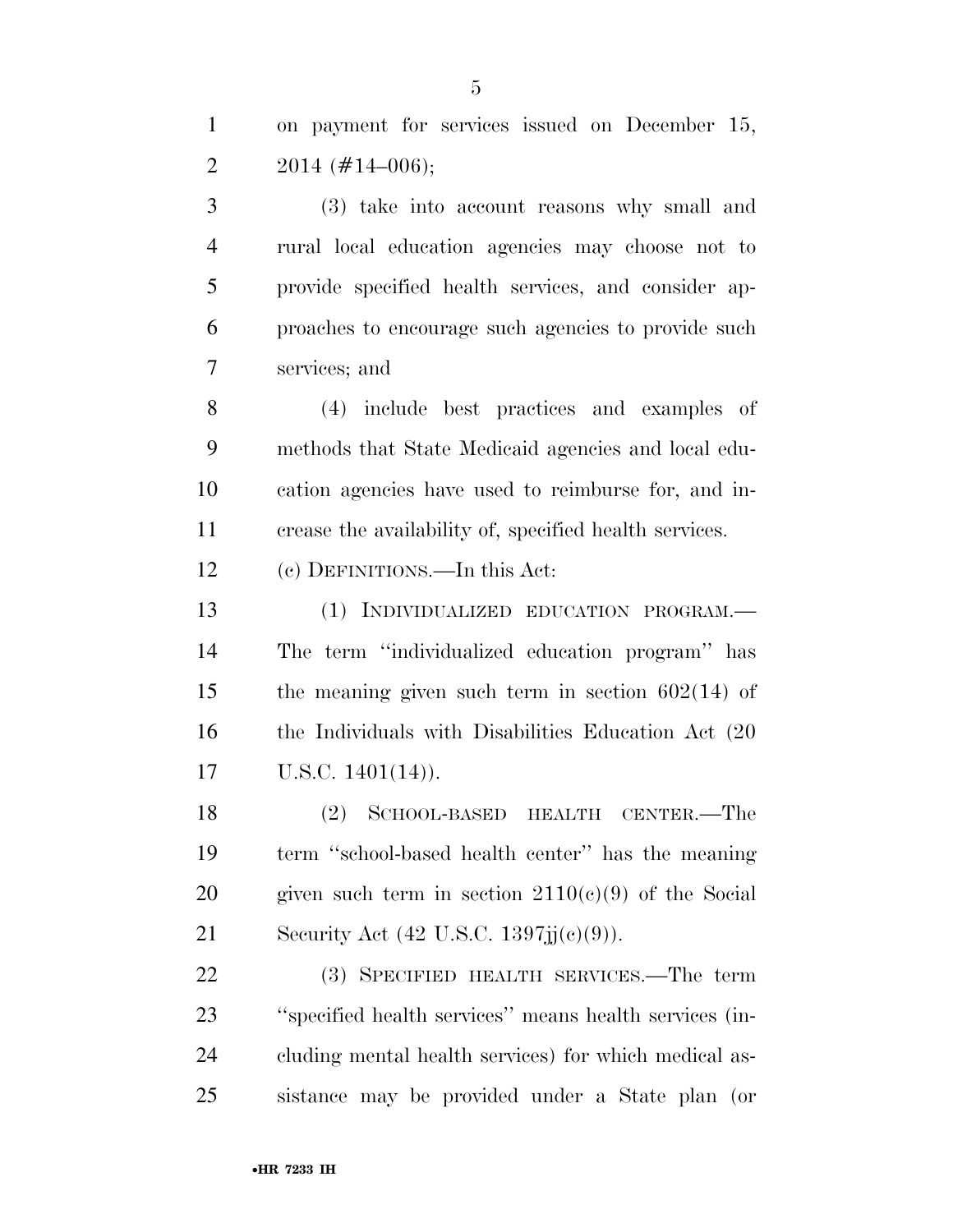on payment for services issued on December 15, 2014 (#14–006);

(3) take into account reasons why small and rural local education agencies may choose not to provide specified health services, and consider approaches to encourage such agencies to provide such services; and

(4) include best practices and examples of methods that State Medicaid agencies and local education agencies have used to reimburse for, and increase the availability of, specified health services.

(c) DEFINITIONS.—In this Act:

(1) INDIVIDUALIZED EDUCATION PROGRAM.— The term ''individualized education program'' has the meaning given such term in section 602(14) of the Individuals with Disabilities Education Act (20 U.S.C. 1401(14)).

(2) SCHOOL-BASED HEALTH CENTER.—The term ''school-based health center'' has the meaning given such term in section 2110(c)(9) of the Social Security Act (42 U.S.C. 1397jj(c)(9)).

(3) SPECIFIED HEALTH SERVICES.—The term ''specified health services'' means health services (including mental health services) for which medical assistance may be provided under a State plan (or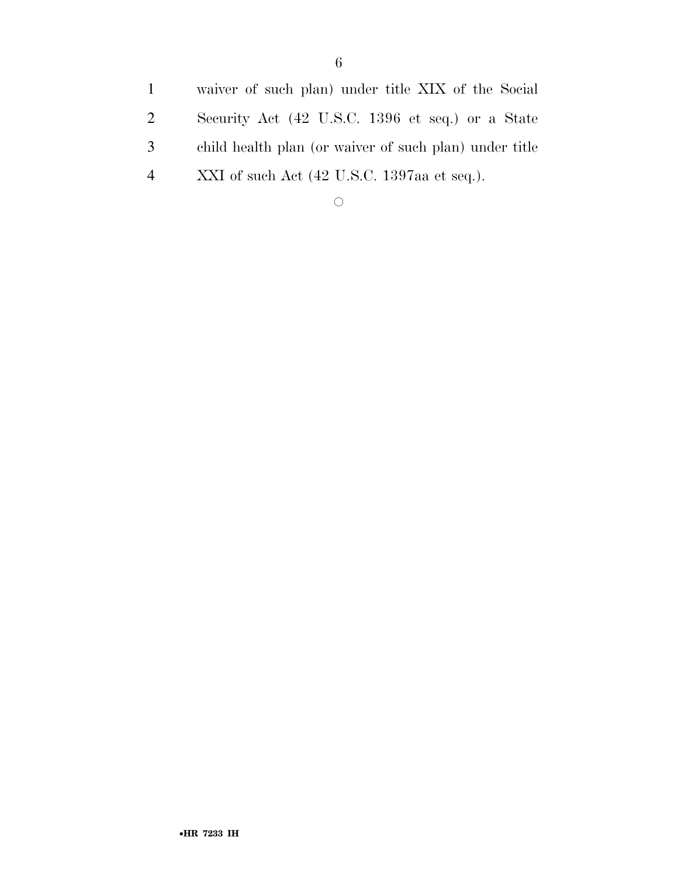waiver of such plan) under title XIX of the Social Security Act (42 U.S.C. 1396 et seq.) or a State child health plan (or waiver of such plan) under title XXI of such Act (42 U.S.C. 1397aa et seq.).

○